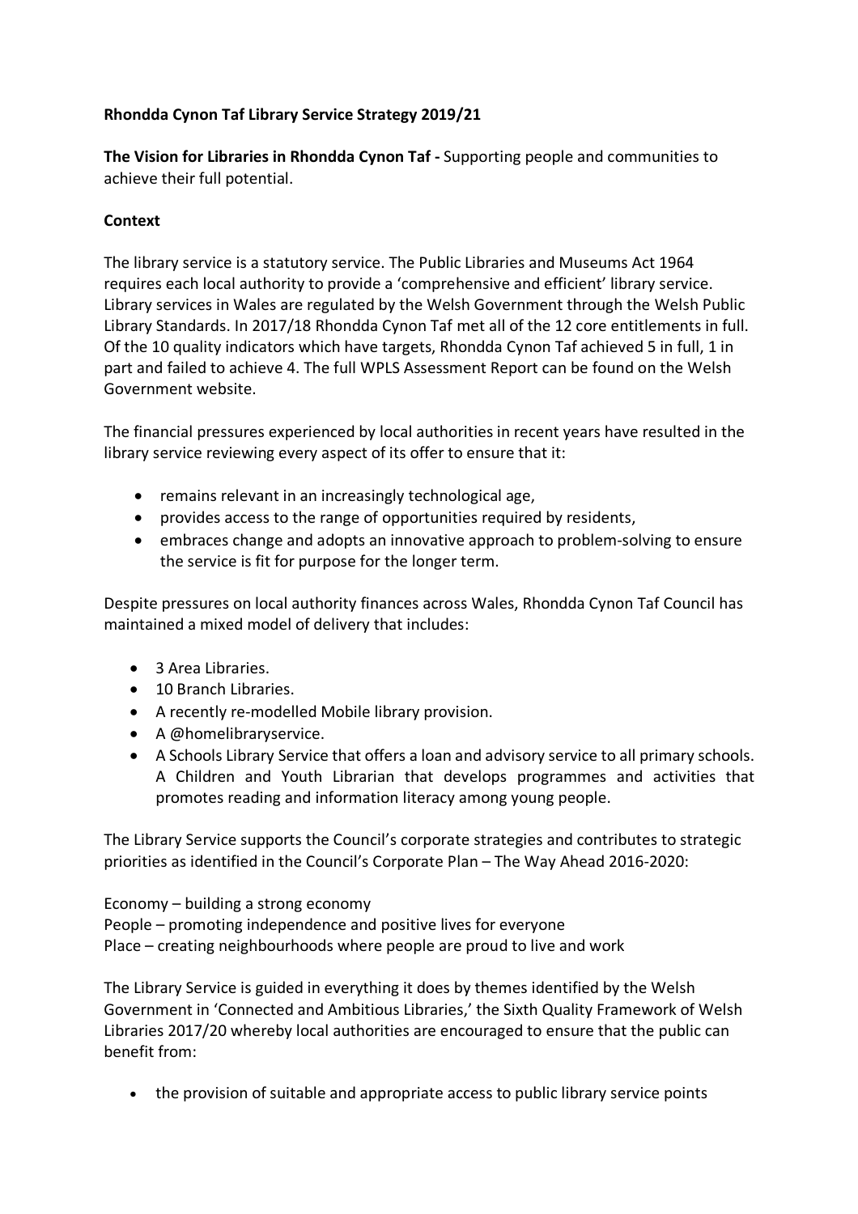**Rhondda Cynon Taf Library Service Strategy 2019/21**

**The Vision for Libraries in Rhondda Cynon Taf -** Supporting people and communities to achieve their full potential.

**Context**

The library service is a statutory service. The Public Libraries and Museums Act 1964 requires each local authority to provide a 'comprehensive and efficient' library service. Library services in Wales are regulated by the Welsh Government through the Welsh Public Library Standards. In 2017/18 Rhondda Cynon Taf met all of the 12 core entitlements in full. Of the 10 quality indicators which have targets, Rhondda Cynon Taf achieved 5 in full, 1 in part and failed to achieve 4. The full WPLS Assessment Report can be found on the Welsh Government website.

The financial pressures experienced by local authorities in recent years have resulted in the library service reviewing every aspect of its offer to ensure that it:

- remains relevant in an increasingly technological age,
- provides access to the range of opportunities required by residents,
- embraces change and adopts an innovative approach to problem-solving to ensure the service is fit for purpose for the longer term.

Despite pressures on local authority finances across Wales, Rhondda Cynon Taf Council has maintained a mixed model of delivery that includes:

- 3 Area Libraries.
- 10 Branch Libraries.
- A recently re-modelled Mobile library provision.
- A @homelibraryservice.
- A Schools Library Service that offers a loan and advisory service to all primary schools. A Children and Youth Librarian that develops programmes and activities that promotes reading and information literacy among young people.

The Library Service supports the Council's corporate strategies and contributes to strategic priorities as identified in the Council's Corporate Plan – The Way Ahead 2016-2020:

Economy – building a strong economy
People – promoting independence and positive lives for everyone
Place – creating neighbourhoods where people are proud to live and work

The Library Service is guided in everything it does by themes identified by the Welsh Government in 'Connected and Ambitious Libraries,' the Sixth Quality Framework of Welsh Libraries 2017/20 whereby local authorities are encouraged to ensure that the public can benefit from:

- the provision of suitable and appropriate access to public library service points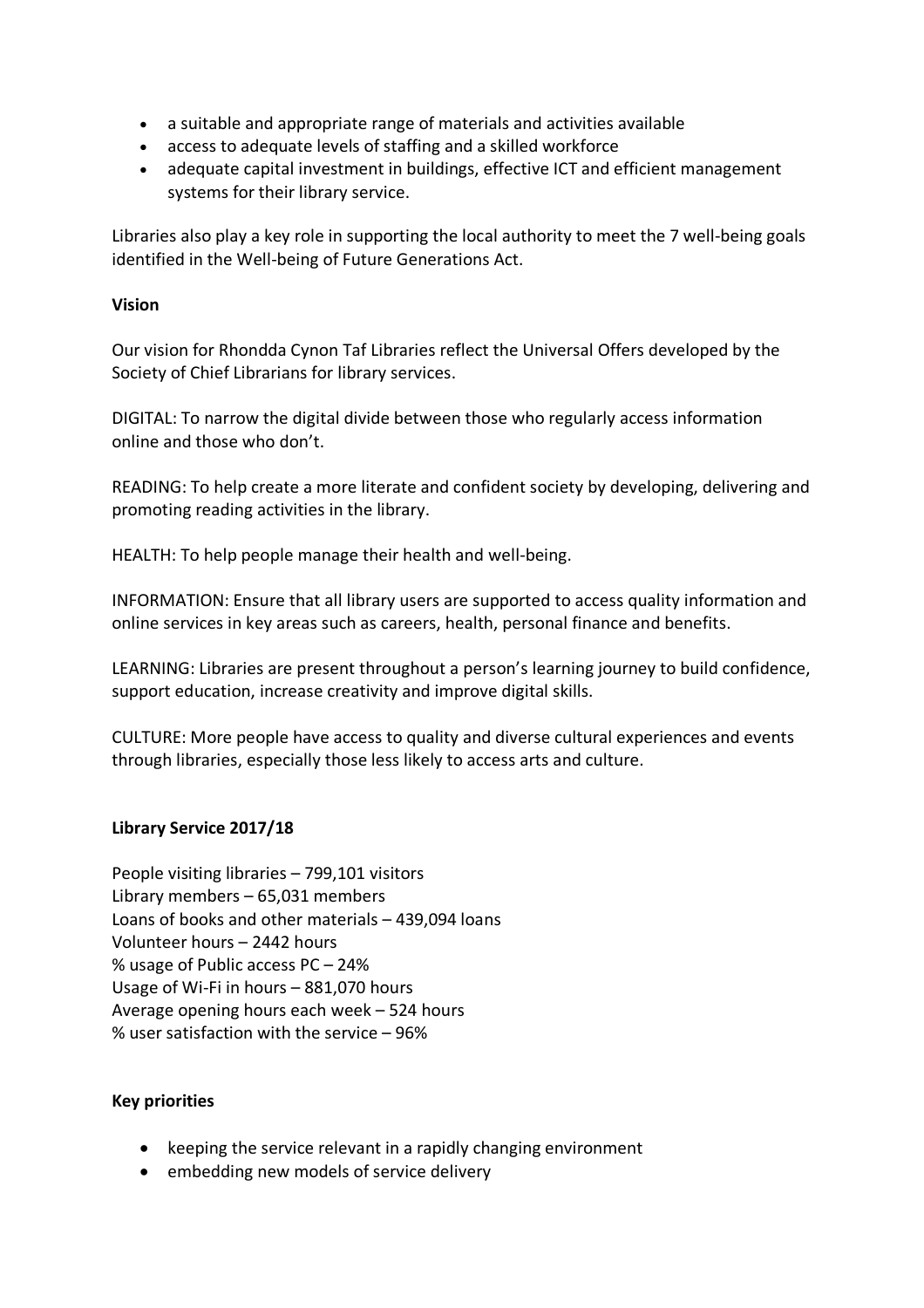- a suitable and appropriate range of materials and activities available
- access to adequate levels of staffing and a skilled workforce
- adequate capital investment in buildings, effective ICT and efficient management systems for their library service.

Libraries also play a key role in supporting the local authority to meet the 7 well-being goals identified in the Well-being of Future Generations Act.

**Vision**

Our vision for Rhondda Cynon Taf Libraries reflect the Universal Offers developed by the Society of Chief Librarians for library services.

DIGITAL: To narrow the digital divide between those who regularly access information online and those who don't.

READING: To help create a more literate and confident society by developing, delivering and promoting reading activities in the library.

HEALTH: To help people manage their health and well-being.

INFORMATION: Ensure that all library users are supported to access quality information and online services in key areas such as careers, health, personal finance and benefits.

LEARNING: Libraries are present throughout a person's learning journey to build confidence, support education, increase creativity and improve digital skills.

CULTURE: More people have access to quality and diverse cultural experiences and events through libraries, especially those less likely to access arts and culture.

**Library Service 2017/18**

People visiting libraries – 799,101 visitors
Library members – 65,031 members
Loans of books and other materials – 439,094 loans
Volunteer hours – 2442 hours
% usage of Public access PC – 24%
Usage of Wi-Fi in hours – 881,070 hours
Average opening hours each week – 524 hours
% user satisfaction with the service – 96%

**Key priorities**

- keeping the service relevant in a rapidly changing environment
- embedding new models of service delivery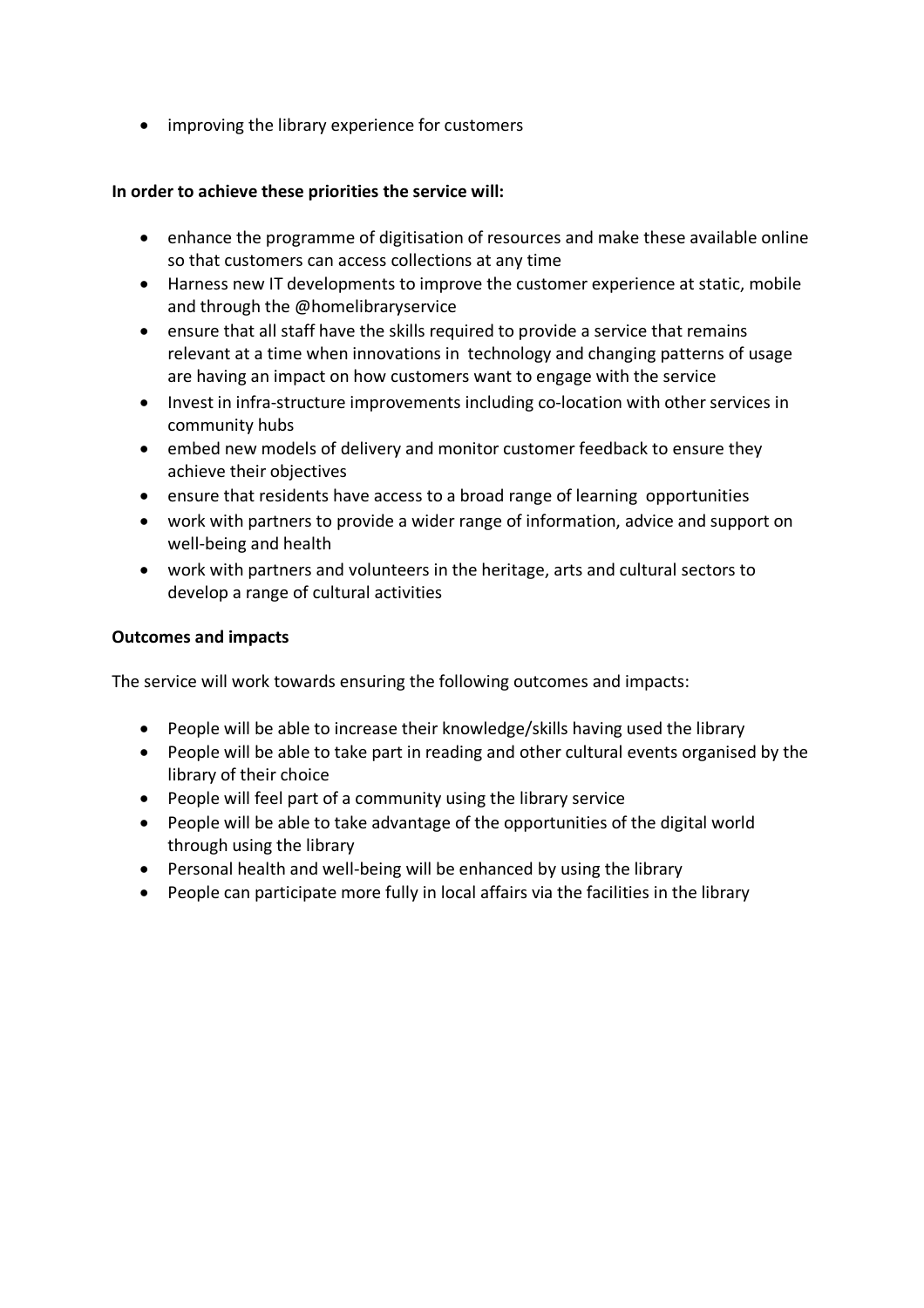- improving the library experience for customers

**In order to achieve these priorities the service will:**

- enhance the programme of digitisation of resources and make these available online so that customers can access collections at any time
- Harness new IT developments to improve the customer experience at static, mobile and through the @homelibraryservice
- ensure that all staff have the skills required to provide a service that remains relevant at a time when innovations in technology and changing patterns of usage are having an impact on how customers want to engage with the service
- Invest in infra-structure improvements including co-location with other services in community hubs
- embed new models of delivery and monitor customer feedback to ensure they achieve their objectives
- ensure that residents have access to a broad range of learning opportunities
- work with partners to provide a wider range of information, advice and support on well-being and health
- work with partners and volunteers in the heritage, arts and cultural sectors to develop a range of cultural activities

**Outcomes and impacts**

The service will work towards ensuring the following outcomes and impacts:

- People will be able to increase their knowledge/skills having used the library
- People will be able to take part in reading and other cultural events organised by the library of their choice
- People will feel part of a community using the library service
- People will be able to take advantage of the opportunities of the digital world through using the library
- Personal health and well-being will be enhanced by using the library
- People can participate more fully in local affairs via the facilities in the library